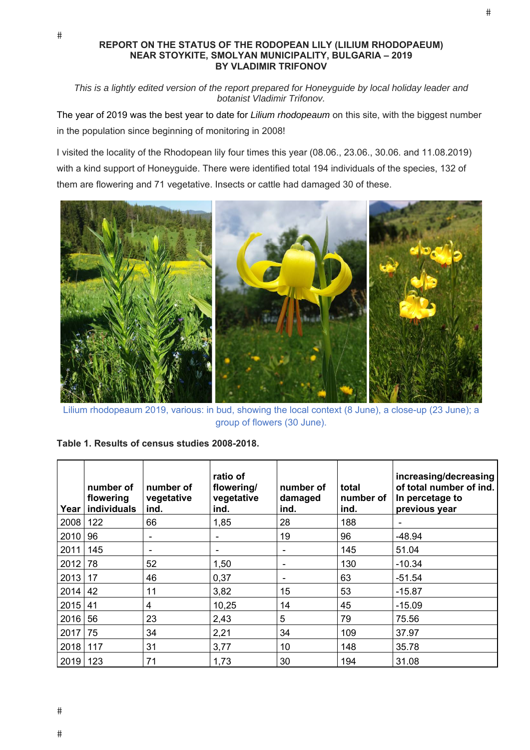**REPORT ON THE STATUS OF THE RODOPEAN LILY (LILIUM RHODOPAEUM) NEAR STOYKITE, SMOLYAN MUNICIPALITY, BULGARIA – 2019 BY VLADIMIR TRIFONOV**

*This is a lightly edited version of the report prepared for Honeyguide by local holiday leader and botanist Vladimir Trifonov.*

The year of 2019 was the best year to date for *Lilium rhodopeaum* on this site, with the biggest number in the population since beginning of monitoring in 2008!

I visited the locality of the Rhodopean lily four times this year (08.06., 23.06., 30.06. and 11.08.2019) with a kind support of Honeyguide. There were identified total 194 individuals of the species, 132 of them are flowering and 71 vegetative. Insects or cattle had damaged 30 of these.

Lilium rhodopeaum 2019, various: in bud, showing the local context (8 June), a close-up (23 June); a group of flowers (30 June).

**Table 1. Results of census studies 2008-2018.**

| Year | number of flowering individuals | number of vegetative ind. | ratio of flowering/ vegetative ind. | number of damaged ind. | total number of ind. | increasing/decreasing of total number of ind. In percetage to previous year |
|---|---|---|---|---|---|---|
| 2008 | 122 | 66 | 1,85 | 28 | 188 | - |
| 2010 | 96 | - | - | 19 | 96 | -48.94 |
| 2011 | 145 | - | - | - | 145 | 51.04 |
| 2012 | 78 | 52 | 1,50 | - | 130 | -10.34 |
| 2013 | 17 | 46 | 0,37 | - | 63 | -51.54 |
| 2014 | 42 | 11 | 3,82 | 15 | 53 | -15.87 |
| 2015 | 41 | 4 | 10,25 | 14 | 45 | -15.09 |
| 2016 | 56 | 23 | 2,43 | 5 | 79 | 75.56 |
| 2017 | 75 | 34 | 2,21 | 34 | 109 | 37.97 |
| 2018 | 117 | 31 | 3,77 | 10 | 148 | 35.78 |
| 2019 | 123 | 71 | 1,73 | 30 | 194 | 31.08 |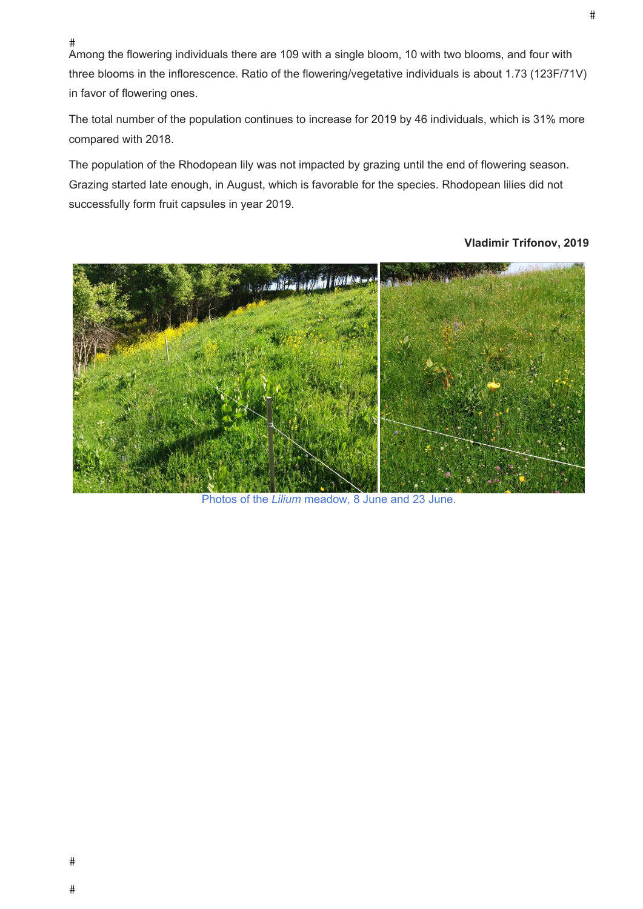Among the flowering individuals there are 109 with a single bloom, 10 with two blooms, and four with three blooms in the inflorescence. Ratio of the flowering/vegetative individuals is about 1.73 (123F/71V) in favor of flowering ones.

The total number of the population continues to increase for 2019 by 46 individuals, which is 31% more compared with 2018.

The population of the Rhodopean lily was not impacted by grazing until the end of flowering season. Grazing started late enough, in August, which is favorable for the species. Rhodopean lilies did not successfully form fruit capsules in year 2019.

**Vladimir Trifonov, 2019**

Photos of the *Lilium* meadow, 8 June and 23 June.